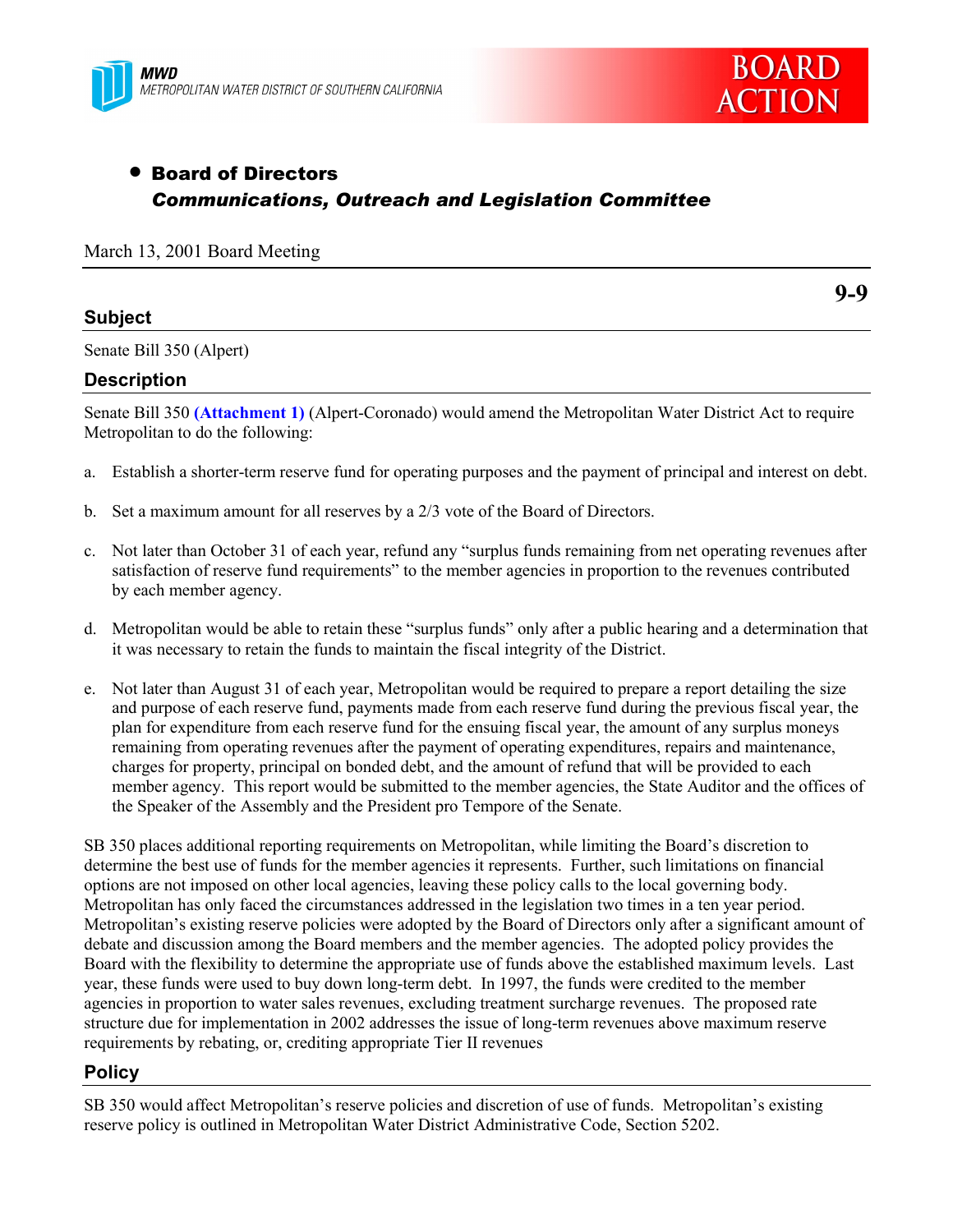MWD
METROPOLITAN WATER DISTRICT OF SOUTHERN CALIFORNIA

BOARD ACTION

- **Board of Directors**
  ***Communications, Outreach and Legislation Committee***

March 13, 2001 Board Meeting

**9-9**

## Subject

Senate Bill 350 (Alpert)

## Description

Senate Bill 350 **(Attachment 1)** (Alpert-Coronado) would amend the Metropolitan Water District Act to require Metropolitan to do the following:

a. Establish a shorter-term reserve fund for operating purposes and the payment of principal and interest on debt.

b. Set a maximum amount for all reserves by a 2/3 vote of the Board of Directors.

c. Not later than October 31 of each year, refund any "surplus funds remaining from net operating revenues after satisfaction of reserve fund requirements" to the member agencies in proportion to the revenues contributed by each member agency.

d. Metropolitan would be able to retain these "surplus funds" only after a public hearing and a determination that it was necessary to retain the funds to maintain the fiscal integrity of the District.

e. Not later than August 31 of each year, Metropolitan would be required to prepare a report detailing the size and purpose of each reserve fund, payments made from each reserve fund during the previous fiscal year, the plan for expenditure from each reserve fund for the ensuing fiscal year, the amount of any surplus moneys remaining from operating revenues after the payment of operating expenditures, repairs and maintenance, charges for property, principal on bonded debt, and the amount of refund that will be provided to each member agency. This report would be submitted to the member agencies, the State Auditor and the offices of the Speaker of the Assembly and the President pro Tempore of the Senate.

SB 350 places additional reporting requirements on Metropolitan, while limiting the Board's discretion to determine the best use of funds for the member agencies it represents. Further, such limitations on financial options are not imposed on other local agencies, leaving these policy calls to the local governing body. Metropolitan has only faced the circumstances addressed in the legislation two times in a ten year period. Metropolitan's existing reserve policies were adopted by the Board of Directors only after a significant amount of debate and discussion among the Board members and the member agencies. The adopted policy provides the Board with the flexibility to determine the appropriate use of funds above the established maximum levels. Last year, these funds were used to buy down long-term debt. In 1997, the funds were credited to the member agencies in proportion to water sales revenues, excluding treatment surcharge revenues. The proposed rate structure due for implementation in 2002 addresses the issue of long-term revenues above maximum reserve requirements by rebating, or, crediting appropriate Tier II revenues

## Policy

SB 350 would affect Metropolitan's reserve policies and discretion of use of funds. Metropolitan's existing reserve policy is outlined in Metropolitan Water District Administrative Code, Section 5202.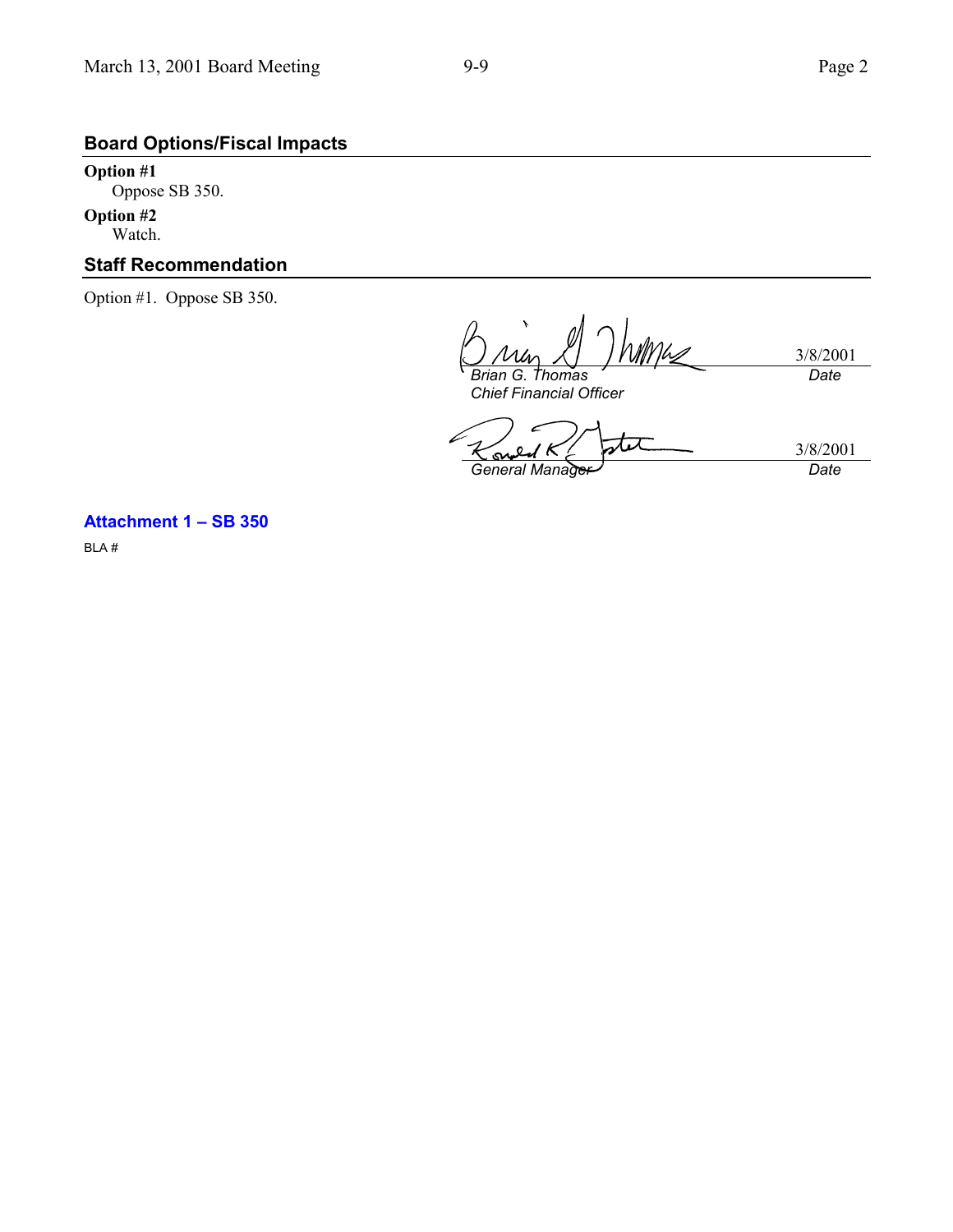## Board Options/Fiscal Impacts

**Option #1**
Oppose SB 350.

**Option #2**
Watch.

## Staff Recommendation

Option #1. Oppose SB 350.

| | |
|---|---|
| *Brian G. Thomas* | 3/8/2001 |
| *Chief Financial Officer* | *Date* |

| | |
|---|---|
| *General Manager* | 3/8/2001 |
| | *Date* |

**Attachment 1 – SB 350**

BLA #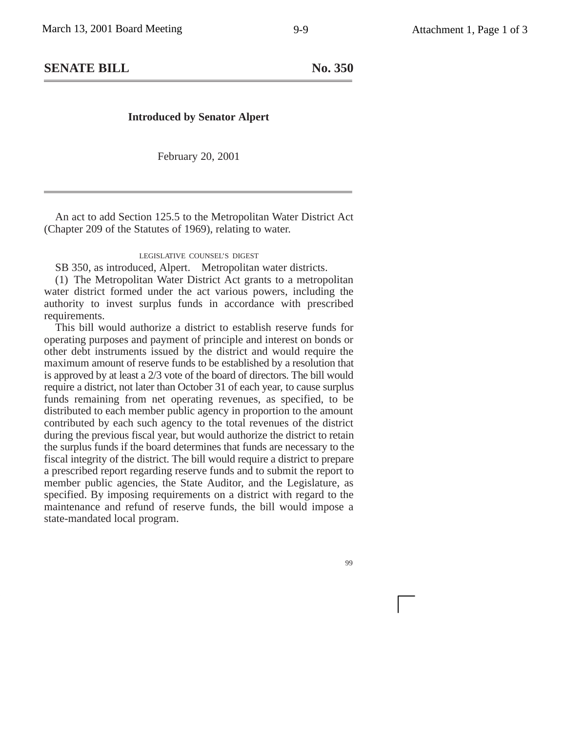## SENATE BILL No. 350

**Introduced by Senator Alpert**

February 20, 2001

An act to add Section 125.5 to the Metropolitan Water District Act (Chapter 209 of the Statutes of 1969), relating to water.

LEGISLATIVE COUNSEL'S DIGEST

SB 350, as introduced, Alpert. Metropolitan water districts.

(1) The Metropolitan Water District Act grants to a metropolitan water district formed under the act various powers, including the authority to invest surplus funds in accordance with prescribed requirements.

This bill would authorize a district to establish reserve funds for operating purposes and payment of principle and interest on bonds or other debt instruments issued by the district and would require the maximum amount of reserve funds to be established by a resolution that is approved by at least a 2/3 vote of the board of directors. The bill would require a district, not later than October 31 of each year, to cause surplus funds remaining from net operating revenues, as specified, to be distributed to each member public agency in proportion to the amount contributed by each such agency to the total revenues of the district during the previous fiscal year, but would authorize the district to retain the surplus funds if the board determines that funds are necessary to the fiscal integrity of the district. The bill would require a district to prepare a prescribed report regarding reserve funds and to submit the report to member public agencies, the State Auditor, and the Legislature, as specified. By imposing requirements on a district with regard to the maintenance and refund of reserve funds, the bill would impose a state-mandated local program.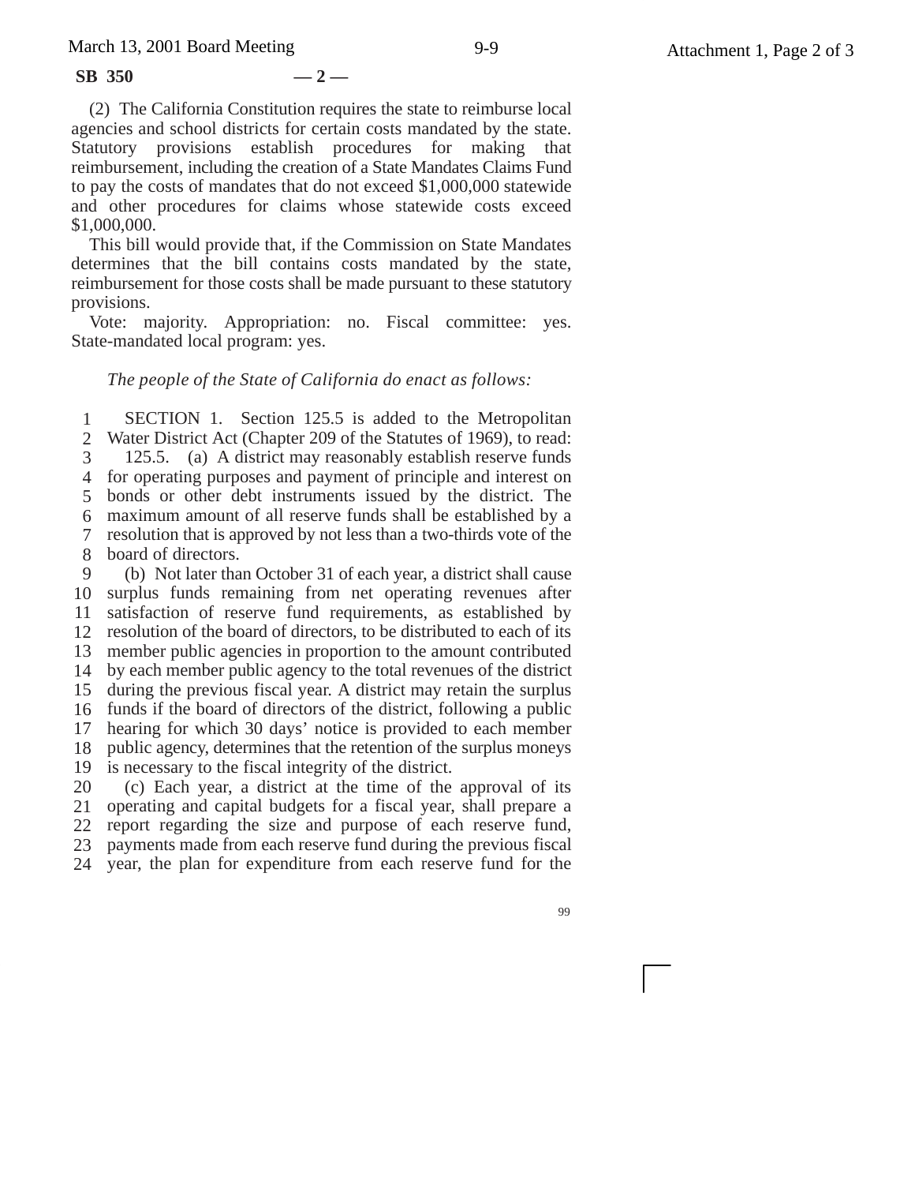(2) The California Constitution requires the state to reimburse local agencies and school districts for certain costs mandated by the state. Statutory provisions establish procedures for making that reimbursement, including the creation of a State Mandates Claims Fund to pay the costs of mandates that do not exceed $1,000,000 statewide and other procedures for claims whose statewide costs exceed $1,000,000.

This bill would provide that, if the Commission on State Mandates determines that the bill contains costs mandated by the state, reimbursement for those costs shall be made pursuant to these statutory provisions.

Vote: majority. Appropriation: no. Fiscal committee: yes. State-mandated local program: yes.

*The people of the State of California do enact as follows:*

SECTION 1. Section 125.5 is added to the Metropolitan Water District Act (Chapter 209 of the Statutes of 1969), to read:

125.5. (a) A district may reasonably establish reserve funds for operating purposes and payment of principle and interest on bonds or other debt instruments issued by the district. The maximum amount of all reserve funds shall be established by a resolution that is approved by not less than a two-thirds vote of the board of directors.

(b) Not later than October 31 of each year, a district shall cause surplus funds remaining from net operating revenues after satisfaction of reserve fund requirements, as established by resolution of the board of directors, to be distributed to each of its member public agencies in proportion to the amount contributed by each member public agency to the total revenues of the district during the previous fiscal year. A district may retain the surplus funds if the board of directors of the district, following a public hearing for which 30 days' notice is provided to each member public agency, determines that the retention of the surplus moneys is necessary to the fiscal integrity of the district.

(c) Each year, a district at the time of the approval of its operating and capital budgets for a fiscal year, shall prepare a report regarding the size and purpose of each reserve fund, payments made from each reserve fund during the previous fiscal year, the plan for expenditure from each reserve fund for the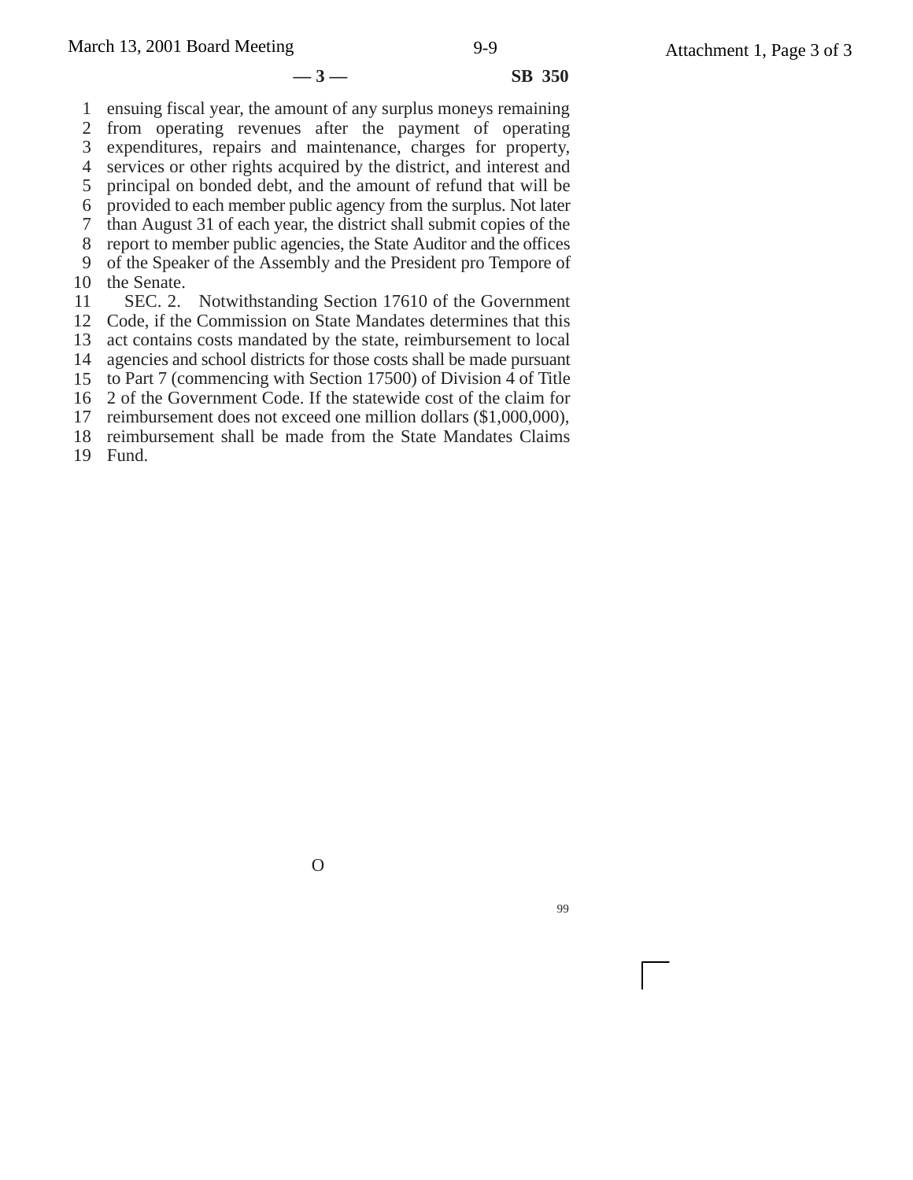ensuing fiscal year, the amount of any surplus moneys remaining from operating revenues after the payment of operating expenditures, repairs and maintenance, charges for property, services or other rights acquired by the district, and interest and principal on bonded debt, and the amount of refund that will be provided to each member public agency from the surplus. Not later than August 31 of each year, the district shall submit copies of the report to member public agencies, the State Auditor and the offices of the Speaker of the Assembly and the President pro Tempore of the Senate.

SEC. 2. Notwithstanding Section 17610 of the Government Code, if the Commission on State Mandates determines that this act contains costs mandated by the state, reimbursement to local agencies and school districts for those costs shall be made pursuant to Part 7 (commencing with Section 17500) of Division 4 of Title 2 of the Government Code. If the statewide cost of the claim for reimbursement does not exceed one million dollars ($1,000,000), reimbursement shall be made from the State Mandates Claims Fund.

O